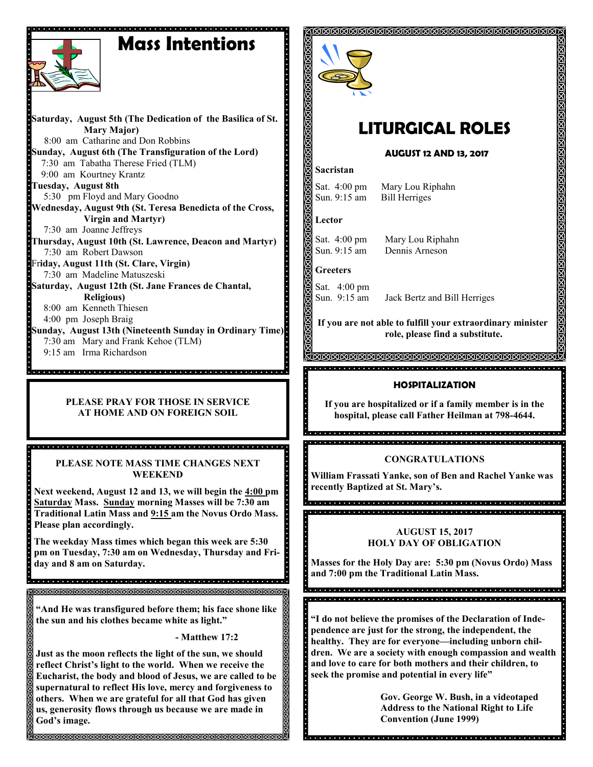# Mass Intentions

**Saturday, August 5th (The Dedication of the Basilica of St. Mary Major)**
8:00 am Catharine and Don Robbins

**Sunday, August 6th (The Transfiguration of the Lord)**
7:30 am Tabatha Therese Fried (TLM)
9:00 am Kourtney Krantz

**Tuesday, August 8th**
5:30 pm Floyd and Mary Goodno

**Wednesday, August 9th (St. Teresa Benedicta of the Cross, Virgin and Martyr)**
7:30 am Joanne Jeffreys

**Thursday, August 10th (St. Lawrence, Deacon and Martyr)**
7:30 am Robert Dawson

**Friday, August 11th (St. Clare, Virgin)**
7:30 am Madeline Matuszeski

**Saturday, August 12th (St. Jane Frances de Chantal, Religious)**
8:00 am Kenneth Thiesen
4:00 pm Joseph Braig

**Sunday, August 13th (Nineteenth Sunday in Ordinary Time)**
7:30 am Mary and Frank Kehoe (TLM)
9:15 am Irma Richardson

**PLEASE PRAY FOR THOSE IN SERVICE AT HOME AND ON FOREIGN SOIL**

**PLEASE NOTE MASS TIME CHANGES NEXT WEEKEND**

**Next weekend, August 12 and 13, we will begin the 4:00 pm Saturday Mass. Sunday morning Masses will be 7:30 am Traditional Latin Mass and 9:15 am the Novus Ordo Mass. Please plan accordingly.**

**The weekday Mass times which began this week are 5:30 pm on Tuesday, 7:30 am on Wednesday, Thursday and Friday and 8 am on Saturday.**

**"And He was transfigured before them; his face shone like the sun and his clothes became white as light."**

**- Matthew 17:2**

**Just as the moon reflects the light of the sun, we should reflect Christ's light to the world. When we receive the Eucharist, the body and blood of Jesus, we are called to be supernatural to reflect His love, mercy and forgiveness to others. When we are grateful for all that God has given us, generosity flows through us because we are made in God's image.**

# LITURGICAL ROLES

**AUGUST 12 AND 13, 2017**

**Sacristan**

Sat. 4:00 pm Mary Lou Riphahn
Sun. 9:15 am Bill Herriges

**Lector**

Sat. 4:00 pm Mary Lou Riphahn
Sun. 9:15 am Dennis Arneson

**Greeters**

Sat. 4:00 pm
Sun. 9:15 am Jack Bertz and Bill Herriges

**If you are not able to fulfill your extraordinary minister role, please find a substitute.**

**HOSPITALIZATION**

**If you are hospitalized or if a family member is in the hospital, please call Father Heilman at 798-4644.**

**CONGRATULATIONS**

**William Frassati Yanke, son of Ben and Rachel Yanke was recently Baptized at St. Mary's.**

**AUGUST 15, 2017**
**HOLY DAY OF OBLIGATION**

**Masses for the Holy Day are: 5:30 pm (Novus Ordo) Mass and 7:00 pm the Traditional Latin Mass.**

**"I do not believe the promises of the Declaration of Independence are just for the strong, the independent, the healthy. They are for everyone—including unborn children. We are a society with enough compassion and wealth and love to care for both mothers and their children, to seek the promise and potential in every life"**

**Gov. George W. Bush, in a videotaped Address to the National Right to Life Convention (June 1999)**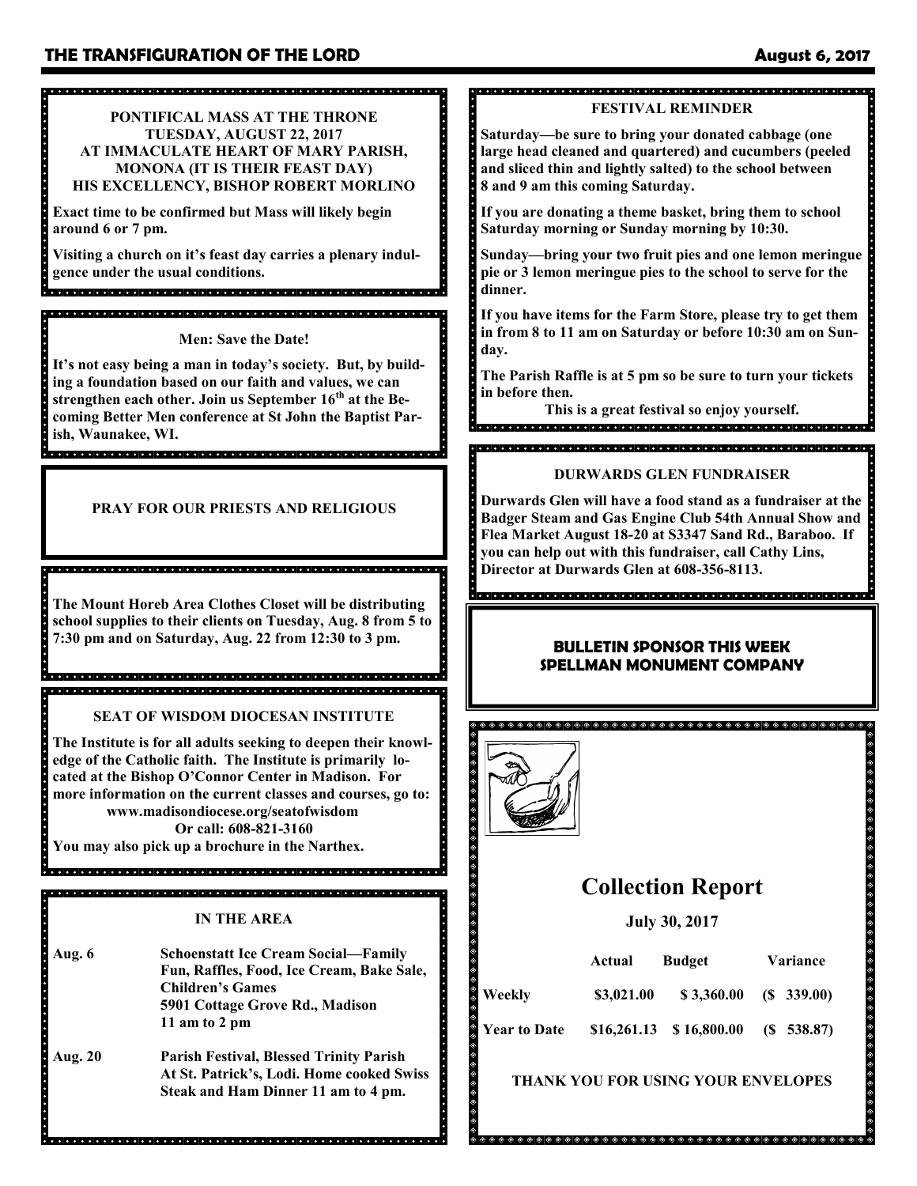**PONTIFICAL MASS AT THE THRONE**
**TUESDAY, AUGUST 22, 2017**
**AT IMMACULATE HEART OF MARY PARISH, MONONA (IT IS THEIR FEAST DAY)**
**HIS EXCELLENCY, BISHOP ROBERT MORLINO**

Exact time to be confirmed but Mass will likely begin around 6 or 7 pm.

Visiting a church on it's feast day carries a plenary indulgence under the usual conditions.

**Men: Save the Date!**

It's not easy being a man in today's society. But, by building a foundation based on our faith and values, we can strengthen each other. Join us September 16th at the Becoming Better Men conference at St John the Baptist Parish, Waunakee, WI.

**PRAY FOR OUR PRIESTS AND RELIGIOUS**

The Mount Horeb Area Clothes Closet will be distributing school supplies to their clients on Tuesday, Aug. 8 from 5 to 7:30 pm and on Saturday, Aug. 22 from 12:30 to 3 pm.

**SEAT OF WISDOM DIOCESAN INSTITUTE**

The Institute is for all adults seeking to deepen their knowledge of the Catholic faith. The Institute is primarily located at the Bishop O'Connor Center in Madison. For more information on the current classes and courses, go to:
www.madisondiocese.org/seatofwisdom
Or call: 608-821-3160
You may also pick up a brochure in the Narthex.

**IN THE AREA**

**Aug. 6** — Schoenstatt Ice Cream Social—Family Fun, Raffles, Food, Ice Cream, Bake Sale, Children's Games
5901 Cottage Grove Rd., Madison
11 am to 2 pm

**Aug. 20** — Parish Festival, Blessed Trinity Parish At St. Patrick's, Lodi. Home cooked Swiss Steak and Ham Dinner 11 am to 4 pm.

**FESTIVAL REMINDER**

Saturday—be sure to bring your donated cabbage (one large head cleaned and quartered) and cucumbers (peeled and sliced thin and lightly salted) to the school between 8 and 9 am this coming Saturday.

If you are donating a theme basket, bring them to school Saturday morning or Sunday morning by 10:30.

Sunday—bring your two fruit pies and one lemon meringue pie or 3 lemon meringue pies to the school to serve for the dinner.

If you have items for the Farm Store, please try to get them in from 8 to 11 am on Saturday or before 10:30 am on Sunday.

The Parish Raffle is at 5 pm so be sure to turn your tickets in before then.

This is a great festival so enjoy yourself.

**DURWARDS GLEN FUNDRAISER**

Durwards Glen will have a food stand as a fundraiser at the Badger Steam and Gas Engine Club 54th Annual Show and Flea Market August 18-20 at S3347 Sand Rd., Baraboo. If you can help out with this fundraiser, call Cathy Lins, Director at Durwards Glen at 608-356-8113.

**BULLETIN SPONSOR THIS WEEK**
**SPELLMAN MONUMENT COMPANY**

## Collection Report

**July 30, 2017**

| | Actual | Budget | Variance |
|---|---|---|---|
| Weekly | $3,021.00 | $ 3,360.00 | ($ 339.00) |
| Year to Date | $16,261.13 | $ 16,800.00 | ($ 538.87) |

**THANK YOU FOR USING YOUR ENVELOPES**